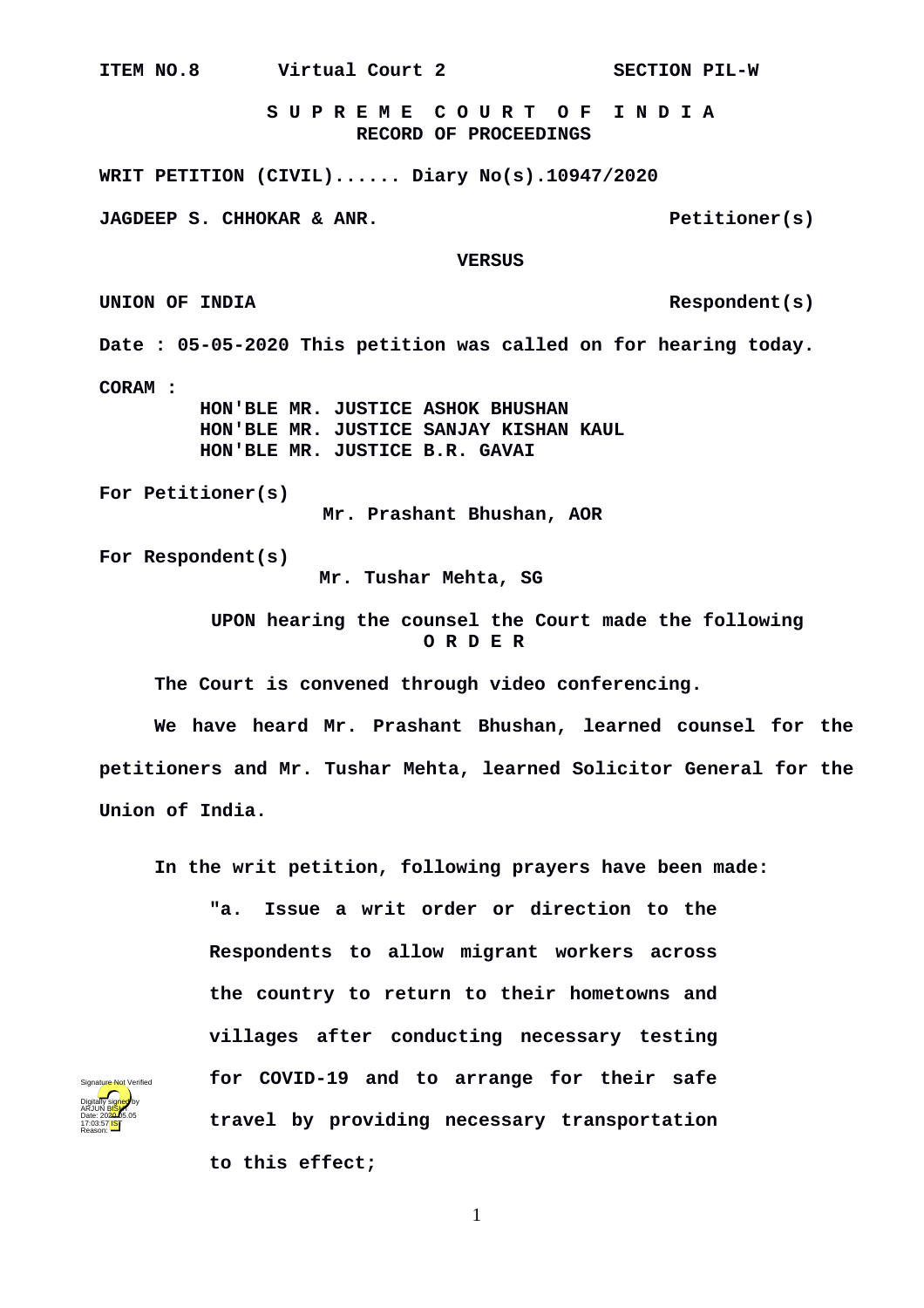ITEM NO.8 Virtual Court 2 SECTION PIL-W

**S U P R E M E C O U R T O F I N D I A**
**RECORD OF PROCEEDINGS**

**WRIT PETITION (CIVIL)...... Diary No(s).10947/2020**

**JAGDEEP S. CHHOKAR & ANR.** Petitioner(s)

**VERSUS**

**UNION OF INDIA** Respondent(s)

**Date : 05-05-2020 This petition was called on for hearing today.**

**CORAM :**
HON'BLE MR. JUSTICE ASHOK BHUSHAN
HON'BLE MR. JUSTICE SANJAY KISHAN KAUL
HON'BLE MR. JUSTICE B.R. GAVAI

**For Petitioner(s)**
Mr. Prashant Bhushan, AOR

**For Respondent(s)**
Mr. Tushar Mehta, SG

UPON hearing the counsel the Court made the following

**O R D E R**

The Court is convened through video conferencing.

We have heard Mr. Prashant Bhushan, learned counsel for the petitioners and Mr. Tushar Mehta, learned Solicitor General for the Union of India.

In the writ petition, following prayers have been made:

> "a. Issue a writ order or direction to the Respondents to allow migrant workers across the country to return to their hometowns and villages after conducting necessary testing for COVID-19 and to arrange for their safe travel by providing necessary transportation to this effect;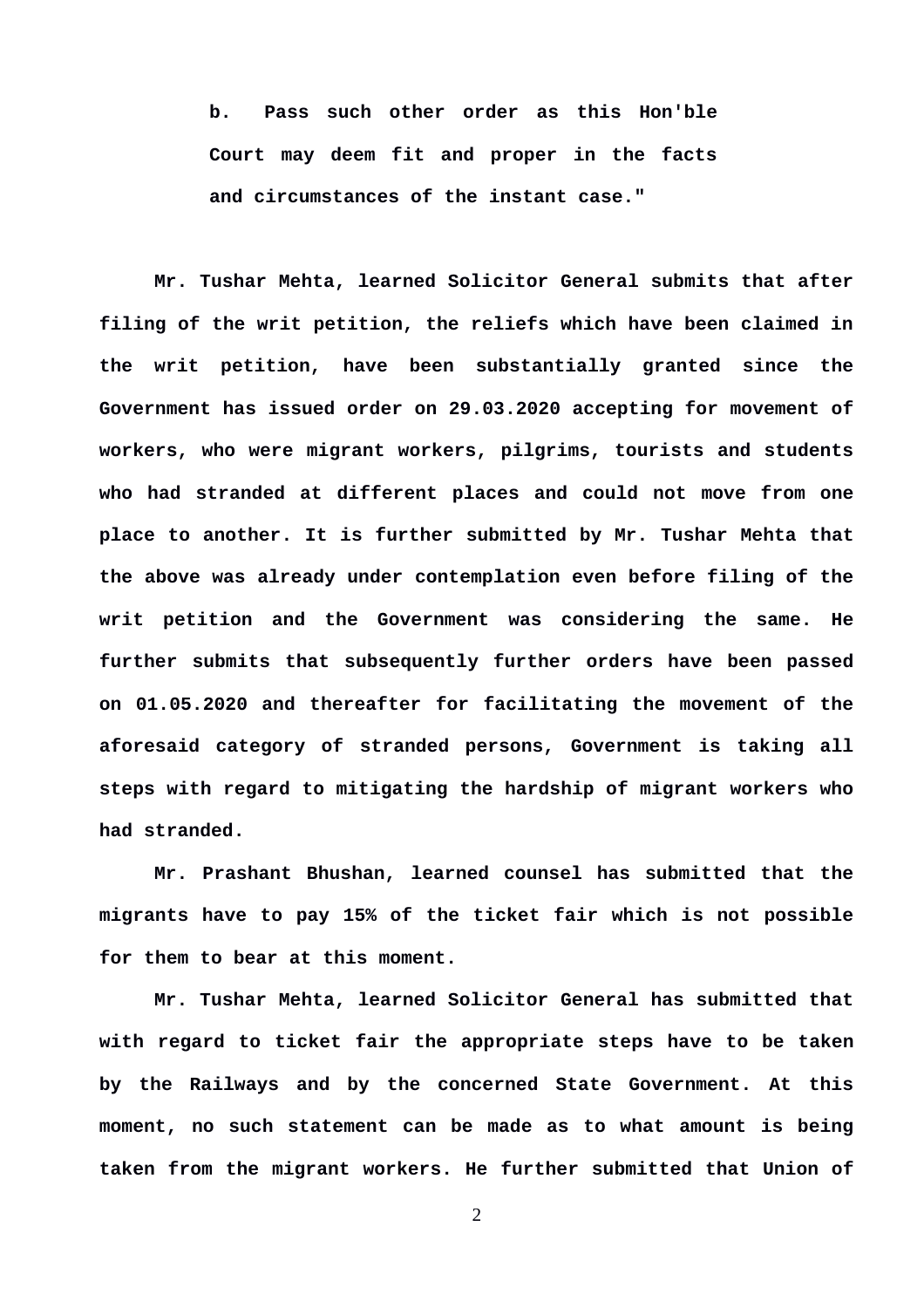**b. Pass such other order as this Hon'ble Court may deem fit and proper in the facts and circumstances of the instant case."**

**Mr. Tushar Mehta, learned Solicitor General submits that after filing of the writ petition, the reliefs which have been claimed in the writ petition, have been substantially granted since the Government has issued order on 29.03.2020 accepting for movement of workers, who were migrant workers, pilgrims, tourists and students who had stranded at different places and could not move from one place to another. It is further submitted by Mr. Tushar Mehta that the above was already under contemplation even before filing of the writ petition and the Government was considering the same. He further submits that subsequently further orders have been passed on 01.05.2020 and thereafter for facilitating the movement of the aforesaid category of stranded persons, Government is taking all steps with regard to mitigating the hardship of migrant workers who had stranded.**

**Mr. Prashant Bhushan, learned counsel has submitted that the migrants have to pay 15% of the ticket fair which is not possible for them to bear at this moment.**

**Mr. Tushar Mehta, learned Solicitor General has submitted that with regard to ticket fair the appropriate steps have to be taken by the Railways and by the concerned State Government. At this moment, no such statement can be made as to what amount is being taken from the migrant workers. He further submitted that Union of**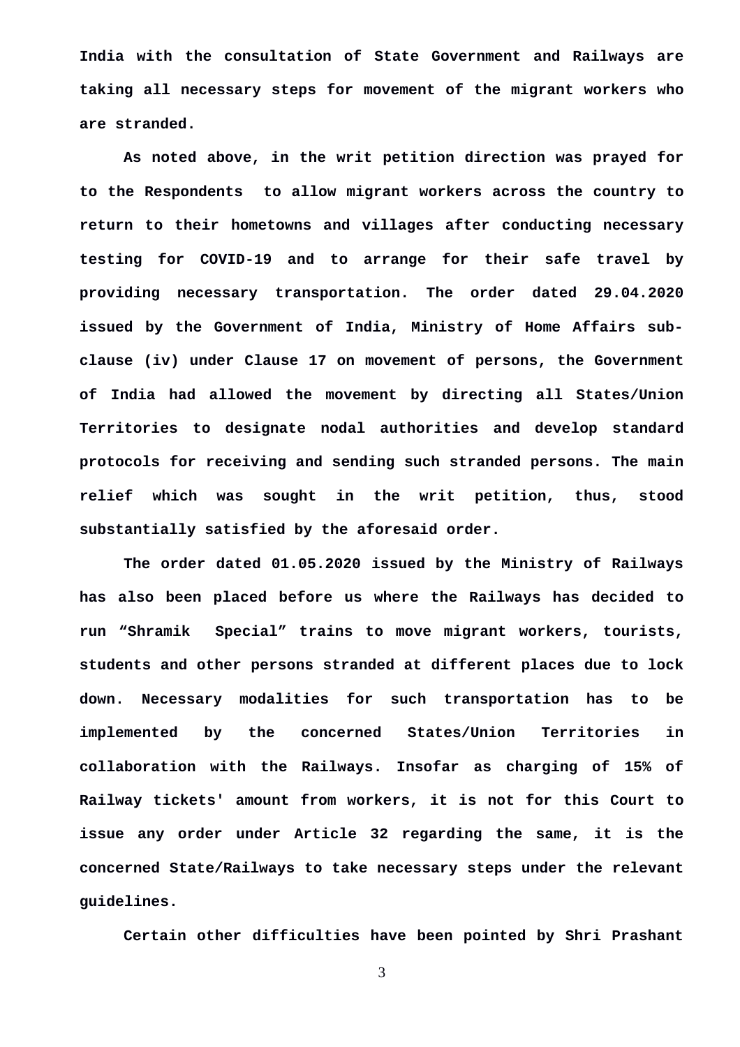**India with the consultation of State Government and Railways are taking all necessary steps for movement of the migrant workers who are stranded.**

**As noted above, in the writ petition direction was prayed for to the Respondents to allow migrant workers across the country to return to their hometowns and villages after conducting necessary testing for COVID-19 and to arrange for their safe travel by providing necessary transportation. The order dated 29.04.2020 issued by the Government of India, Ministry of Home Affairs sub-clause (iv) under Clause 17 on movement of persons, the Government of India had allowed the movement by directing all States/Union Territories to designate nodal authorities and develop standard protocols for receiving and sending such stranded persons. The main relief which was sought in the writ petition, thus, stood substantially satisfied by the aforesaid order.**

**The order dated 01.05.2020 issued by the Ministry of Railways has also been placed before us where the Railways has decided to run "Shramik Special" trains to move migrant workers, tourists, students and other persons stranded at different places due to lock down. Necessary modalities for such transportation has to be implemented by the concerned States/Union Territories in collaboration with the Railways. Insofar as charging of 15% of Railway tickets' amount from workers, it is not for this Court to issue any order under Article 32 regarding the same, it is the concerned State/Railways to take necessary steps under the relevant guidelines.**

**Certain other difficulties have been pointed by Shri Prashant**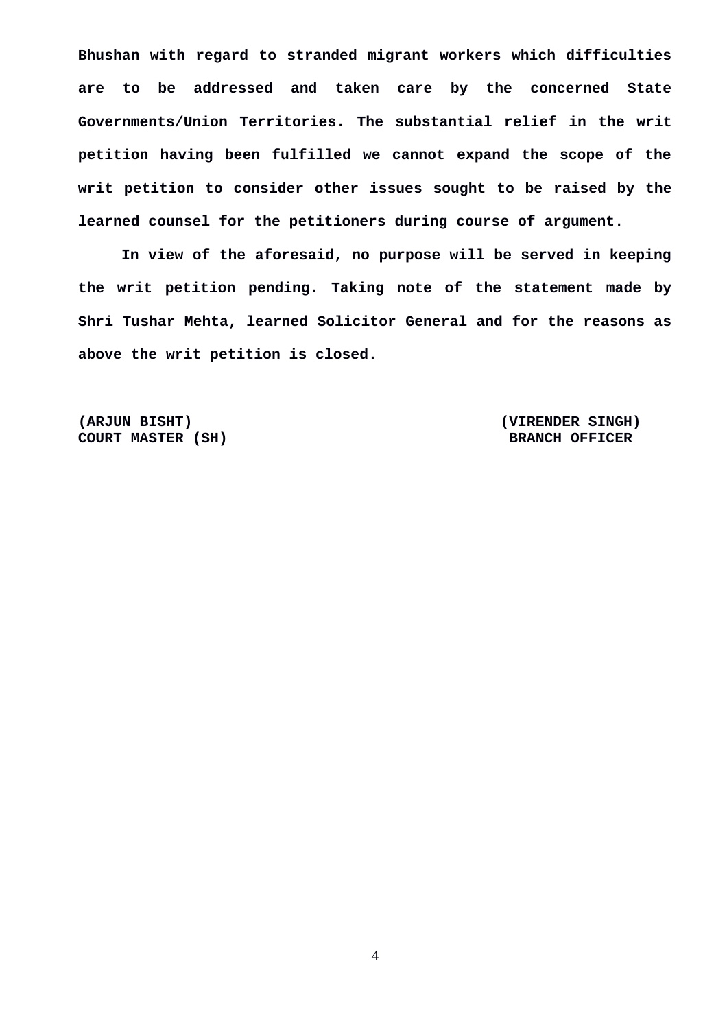**Bhushan with regard to stranded migrant workers which difficulties are to be addressed and taken care by the concerned State Governments/Union Territories. The substantial relief in the writ petition having been fulfilled we cannot expand the scope of the writ petition to consider other issues sought to be raised by the learned counsel for the petitioners during course of argument.**

**In view of the aforesaid, no purpose will be served in keeping the writ petition pending. Taking note of the statement made by Shri Tushar Mehta, learned Solicitor General and for the reasons as above the writ petition is closed.**

**(ARJUN BISHT)**
**COURT MASTER (SH)**

**(VIRENDER SINGH)**
**BRANCH OFFICER**